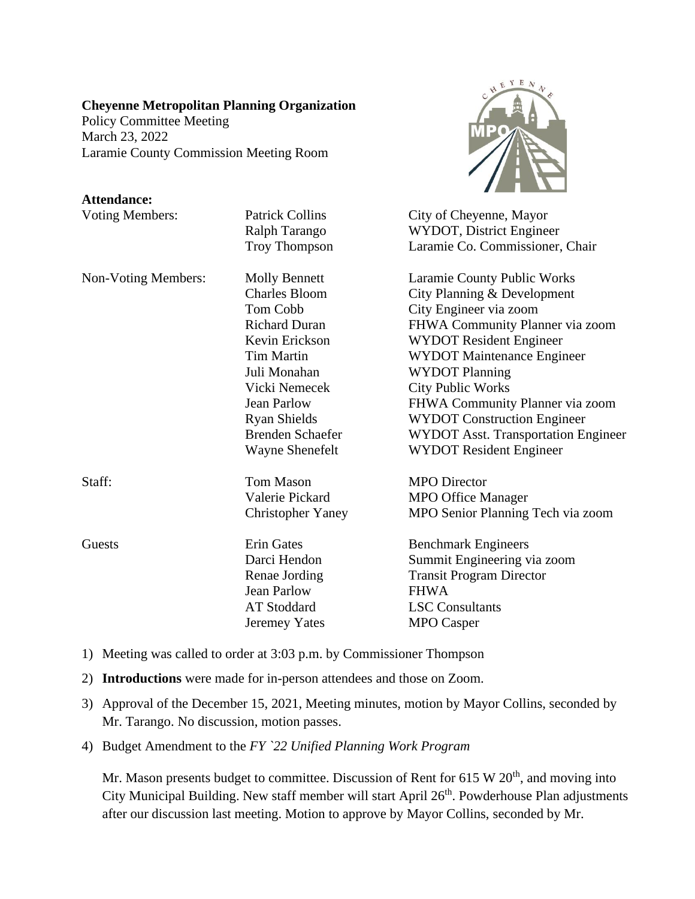**Cheyenne Metropolitan Planning Organization**
Policy Committee Meeting
March 23, 2022
Laramie County Commission Meeting Room

**Attendance:**

| | | |
|---|---|---|
| Voting Members: | Patrick Collins | City of Cheyenne, Mayor |
| | Ralph Tarango | WYDOT, District Engineer |
| | Troy Thompson | Laramie Co. Commissioner, Chair |
| Non-Voting Members: | Molly Bennett | Laramie County Public Works |
| | Charles Bloom | City Planning & Development |
| | Tom Cobb | City Engineer via zoom |
| | Richard Duran | FHWA Community Planner via zoom |
| | Kevin Erickson | WYDOT Resident Engineer |
| | Tim Martin | WYDOT Maintenance Engineer |
| | Juli Monahan | WYDOT Planning |
| | Vicki Nemecek | City Public Works |
| | Jean Parlow | FHWA Community Planner via zoom |
| | Ryan Shields | WYDOT Construction Engineer |
| | Brenden Schaefer | WYDOT Asst. Transportation Engineer |
| | Wayne Shenefelt | WYDOT Resident Engineer |
| Staff: | Tom Mason | MPO Director |
| | Valerie Pickard | MPO Office Manager |
| | Christopher Yaney | MPO Senior Planning Tech via zoom |
| Guests | Erin Gates | Benchmark Engineers |
| | Darci Hendon | Summit Engineering via zoom |
| | Renae Jording | Transit Program Director |
| | Jean Parlow | FHWA |
| | AT Stoddard | LSC Consultants |
| | Jeremey Yates | MPO Casper |

1) Meeting was called to order at 3:03 p.m. by Commissioner Thompson

2) **Introductions** were made for in-person attendees and those on Zoom.

3) Approval of the December 15, 2021, Meeting minutes, motion by Mayor Collins, seconded by Mr. Tarango. No discussion, motion passes.

4) Budget Amendment to the *FY `22 Unified Planning Work Program*

   Mr. Mason presents budget to committee. Discussion of Rent for 615 W 20th, and moving into City Municipal Building. New staff member will start April 26th. Powderhouse Plan adjustments after our discussion last meeting. Motion to approve by Mayor Collins, seconded by Mr.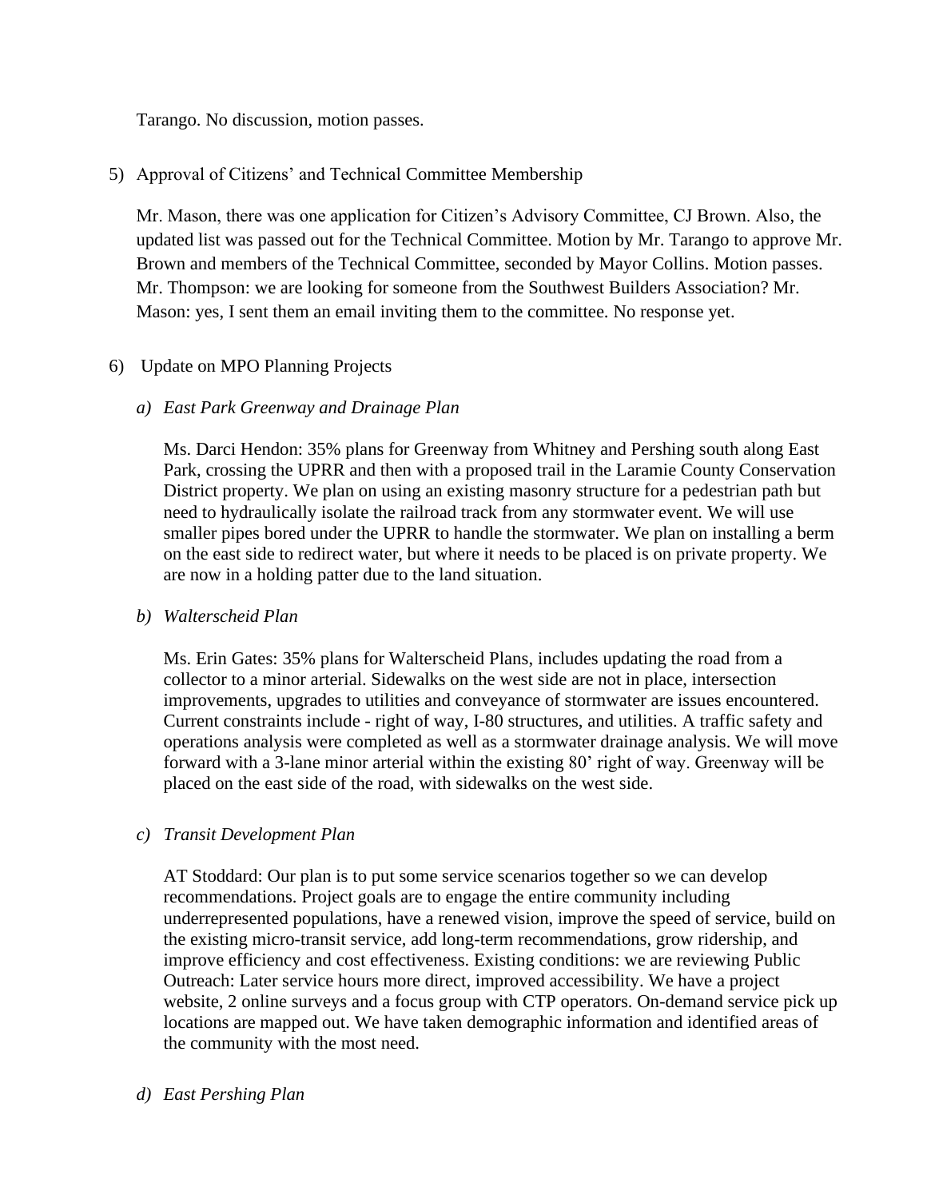Tarango. No discussion, motion passes.

5) Approval of Citizens' and Technical Committee Membership

   Mr. Mason, there was one application for Citizen's Advisory Committee, CJ Brown. Also, the updated list was passed out for the Technical Committee. Motion by Mr. Tarango to approve Mr. Brown and members of the Technical Committee, seconded by Mayor Collins. Motion passes. Mr. Thompson: we are looking for someone from the Southwest Builders Association? Mr. Mason: yes, I sent them an email inviting them to the committee. No response yet.

6) Update on MPO Planning Projects

   a) *East Park Greenway and Drainage Plan*

      Ms. Darci Hendon: 35% plans for Greenway from Whitney and Pershing south along East Park, crossing the UPRR and then with a proposed trail in the Laramie County Conservation District property. We plan on using an existing masonry structure for a pedestrian path but need to hydraulically isolate the railroad track from any stormwater event. We will use smaller pipes bored under the UPRR to handle the stormwater. We plan on installing a berm on the east side to redirect water, but where it needs to be placed is on private property. We are now in a holding patter due to the land situation.

   b) *Walterscheid Plan*

      Ms. Erin Gates: 35% plans for Walterscheid Plans, includes updating the road from a collector to a minor arterial. Sidewalks on the west side are not in place, intersection improvements, upgrades to utilities and conveyance of stormwater are issues encountered. Current constraints include - right of way, I-80 structures, and utilities. A traffic safety and operations analysis were completed as well as a stormwater drainage analysis. We will move forward with a 3-lane minor arterial within the existing 80' right of way. Greenway will be placed on the east side of the road, with sidewalks on the west side.

   c) *Transit Development Plan*

      AT Stoddard: Our plan is to put some service scenarios together so we can develop recommendations. Project goals are to engage the entire community including underrepresented populations, have a renewed vision, improve the speed of service, build on the existing micro-transit service, add long-term recommendations, grow ridership, and improve efficiency and cost effectiveness. Existing conditions: we are reviewing Public Outreach: Later service hours more direct, improved accessibility. We have a project website, 2 online surveys and a focus group with CTP operators. On-demand service pick up locations are mapped out. We have taken demographic information and identified areas of the community with the most need.

   d) *East Pershing Plan*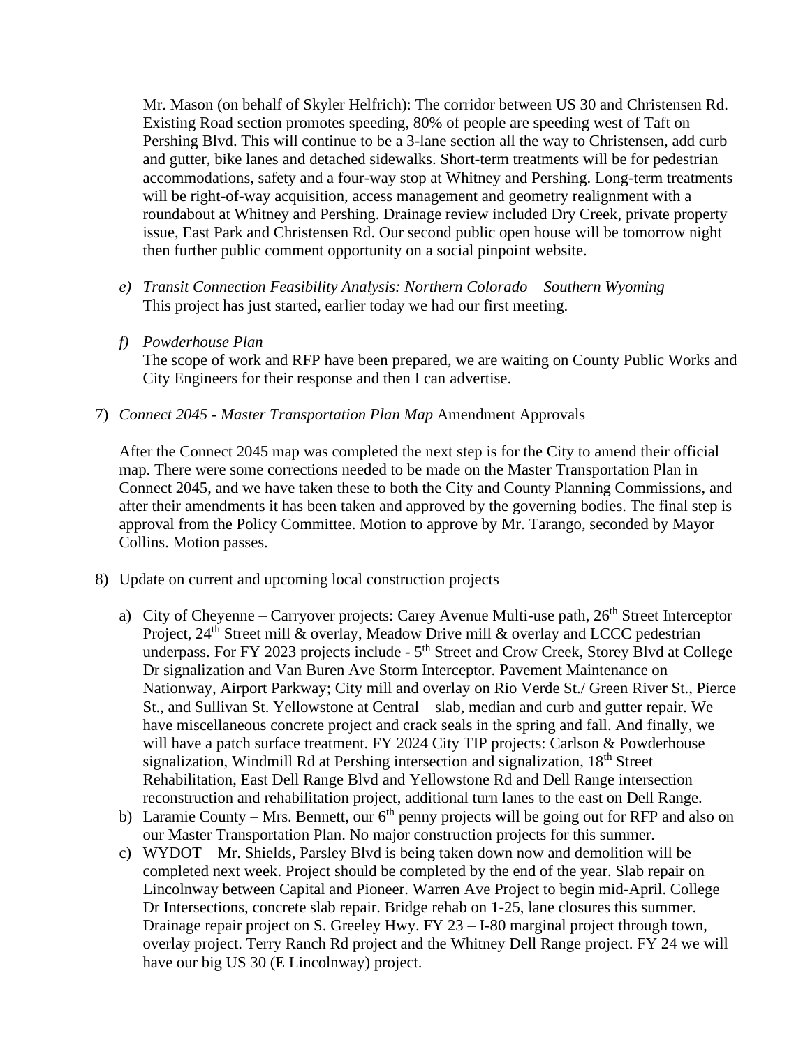Mr. Mason (on behalf of Skyler Helfrich): The corridor between US 30 and Christensen Rd. Existing Road section promotes speeding, 80% of people are speeding west of Taft on Pershing Blvd. This will continue to be a 3-lane section all the way to Christensen, add curb and gutter, bike lanes and detached sidewalks. Short-term treatments will be for pedestrian accommodations, safety and a four-way stop at Whitney and Pershing. Long-term treatments will be right-of-way acquisition, access management and geometry realignment with a roundabout at Whitney and Pershing. Drainage review included Dry Creek, private property issue, East Park and Christensen Rd. Our second public open house will be tomorrow night then further public comment opportunity on a social pinpoint website.

e) *Transit Connection Feasibility Analysis: Northern Colorado – Southern Wyoming*
This project has just started, earlier today we had our first meeting.

f) *Powderhouse Plan*
The scope of work and RFP have been prepared, we are waiting on County Public Works and City Engineers for their response and then I can advertise.

7) *Connect 2045 - Master Transportation Plan Map* Amendment Approvals

After the Connect 2045 map was completed the next step is for the City to amend their official map. There were some corrections needed to be made on the Master Transportation Plan in Connect 2045, and we have taken these to both the City and County Planning Commissions, and after their amendments it has been taken and approved by the governing bodies. The final step is approval from the Policy Committee. Motion to approve by Mr. Tarango, seconded by Mayor Collins. Motion passes.

8) Update on current and upcoming local construction projects

a) City of Cheyenne – Carryover projects: Carey Avenue Multi-use path, 26th Street Interceptor Project, 24th Street mill & overlay, Meadow Drive mill & overlay and LCCC pedestrian underpass. For FY 2023 projects include - 5th Street and Crow Creek, Storey Blvd at College Dr signalization and Van Buren Ave Storm Interceptor. Pavement Maintenance on Nationway, Airport Parkway; City mill and overlay on Rio Verde St./ Green River St., Pierce St., and Sullivan St. Yellowstone at Central – slab, median and curb and gutter repair. We have miscellaneous concrete project and crack seals in the spring and fall. And finally, we will have a patch surface treatment. FY 2024 City TIP projects: Carlson & Powderhouse signalization, Windmill Rd at Pershing intersection and signalization, 18th Street Rehabilitation, East Dell Range Blvd and Yellowstone Rd and Dell Range intersection reconstruction and rehabilitation project, additional turn lanes to the east on Dell Range.
b) Laramie County – Mrs. Bennett, our 6th penny projects will be going out for RFP and also on our Master Transportation Plan. No major construction projects for this summer.
c) WYDOT – Mr. Shields, Parsley Blvd is being taken down now and demolition will be completed next week. Project should be completed by the end of the year. Slab repair on Lincolnway between Capital and Pioneer. Warren Ave Project to begin mid-April. College Dr Intersections, concrete slab repair. Bridge rehab on 1-25, lane closures this summer. Drainage repair project on S. Greeley Hwy. FY 23 – I-80 marginal project through town, overlay project. Terry Ranch Rd project and the Whitney Dell Range project. FY 24 we will have our big US 30 (E Lincolnway) project.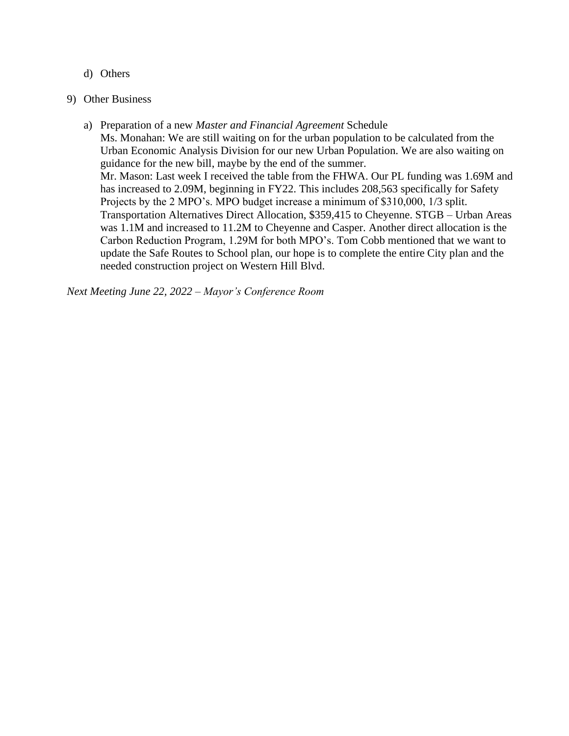d) Others

9) Other Business

   a) Preparation of a new *Master and Financial Agreement* Schedule
   Ms. Monahan: We are still waiting on for the urban population to be calculated from the Urban Economic Analysis Division for our new Urban Population. We are also waiting on guidance for the new bill, maybe by the end of the summer.
   Mr. Mason: Last week I received the table from the FHWA. Our PL funding was 1.69M and has increased to 2.09M, beginning in FY22. This includes 208,563 specifically for Safety Projects by the 2 MPO's. MPO budget increase a minimum of $310,000, 1/3 split. Transportation Alternatives Direct Allocation, $359,415 to Cheyenne. STGB – Urban Areas was 1.1M and increased to 11.2M to Cheyenne and Casper. Another direct allocation is the Carbon Reduction Program, 1.29M for both MPO's. Tom Cobb mentioned that we want to update the Safe Routes to School plan, our hope is to complete the entire City plan and the needed construction project on Western Hill Blvd.

*Next Meeting June 22, 2022 – Mayor's Conference Room*